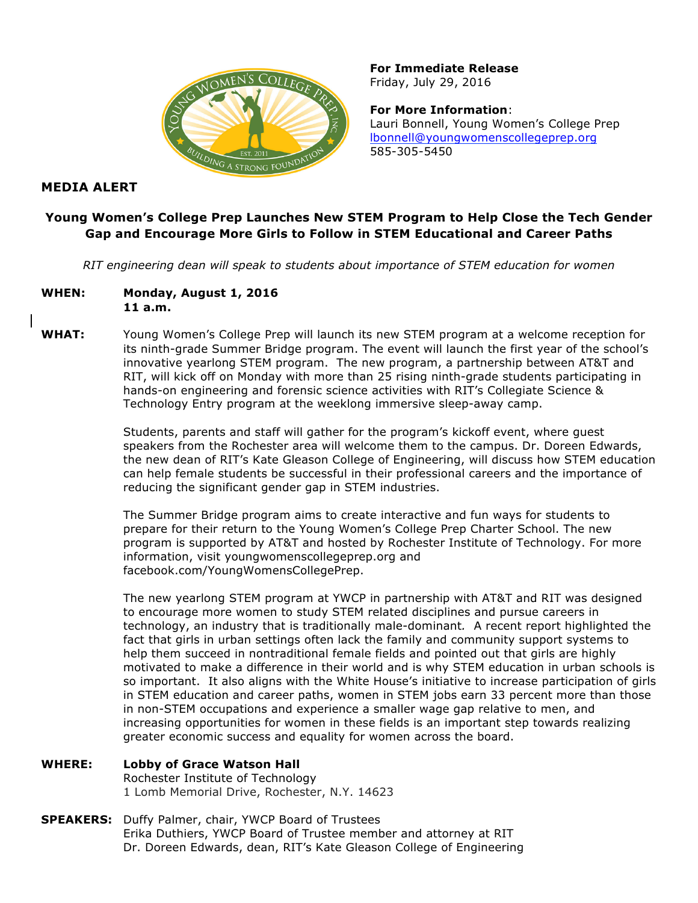**For Immediate Release**
Friday, July 29, 2016

**For More Information**:
Lauri Bonnell, Young Women's College Prep
lbonnell@youngwomenscollegeprep.org
585-305-5450

## MEDIA ALERT

### Young Women's College Prep Launches New STEM Program to Help Close the Tech Gender Gap and Encourage More Girls to Follow in STEM Educational and Career Paths

*RIT engineering dean will speak to students about importance of STEM education for women*

**WHEN:** **Monday, August 1, 2016**
**11 a.m.**

**WHAT:** Young Women's College Prep will launch its new STEM program at a welcome reception for its ninth-grade Summer Bridge program. The event will launch the first year of the school's innovative yearlong STEM program. The new program, a partnership between AT&T and RIT, will kick off on Monday with more than 25 rising ninth-grade students participating in hands-on engineering and forensic science activities with RIT's Collegiate Science & Technology Entry program at the weeklong immersive sleep-away camp.

Students, parents and staff will gather for the program's kickoff event, where guest speakers from the Rochester area will welcome them to the campus. Dr. Doreen Edwards, the new dean of RIT's Kate Gleason College of Engineering, will discuss how STEM education can help female students be successful in their professional careers and the importance of reducing the significant gender gap in STEM industries.

The Summer Bridge program aims to create interactive and fun ways for students to prepare for their return to the Young Women's College Prep Charter School. The new program is supported by AT&T and hosted by Rochester Institute of Technology. For more information, visit youngwomenscollegeprep.org and facebook.com/YoungWomensCollegePrep.

The new yearlong STEM program at YWCP in partnership with AT&T and RIT was designed to encourage more women to study STEM related disciplines and pursue careers in technology, an industry that is traditionally male-dominant. A recent report highlighted the fact that girls in urban settings often lack the family and community support systems to help them succeed in nontraditional female fields and pointed out that girls are highly motivated to make a difference in their world and is why STEM education in urban schools is so important. It also aligns with the White House's initiative to increase participation of girls in STEM education and career paths, women in STEM jobs earn 33 percent more than those in non-STEM occupations and experience a smaller wage gap relative to men, and increasing opportunities for women in these fields is an important step towards realizing greater economic success and equality for women across the board.

**WHERE:** **Lobby of Grace Watson Hall**
Rochester Institute of Technology
1 Lomb Memorial Drive, Rochester, N.Y. 14623

**SPEAKERS:** Duffy Palmer, chair, YWCP Board of Trustees
Erika Duthiers, YWCP Board of Trustee member and attorney at RIT
Dr. Doreen Edwards, dean, RIT's Kate Gleason College of Engineering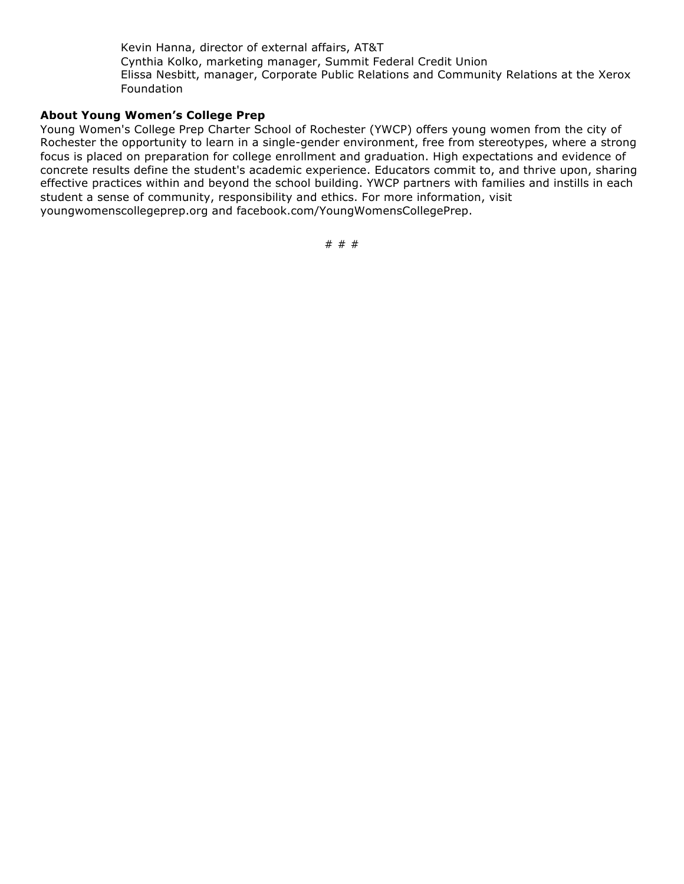Kevin Hanna, director of external affairs, AT&T
Cynthia Kolko, marketing manager, Summit Federal Credit Union
Elissa Nesbitt, manager, Corporate Public Relations and Community Relations at the Xerox Foundation

**About Young Women's College Prep**

Young Women's College Prep Charter School of Rochester (YWCP) offers young women from the city of Rochester the opportunity to learn in a single-gender environment, free from stereotypes, where a strong focus is placed on preparation for college enrollment and graduation. High expectations and evidence of concrete results define the student's academic experience. Educators commit to, and thrive upon, sharing effective practices within and beyond the school building. YWCP partners with families and instills in each student a sense of community, responsibility and ethics. For more information, visit youngwomenscollegeprep.org and facebook.com/YoungWomensCollegePrep.

# # #